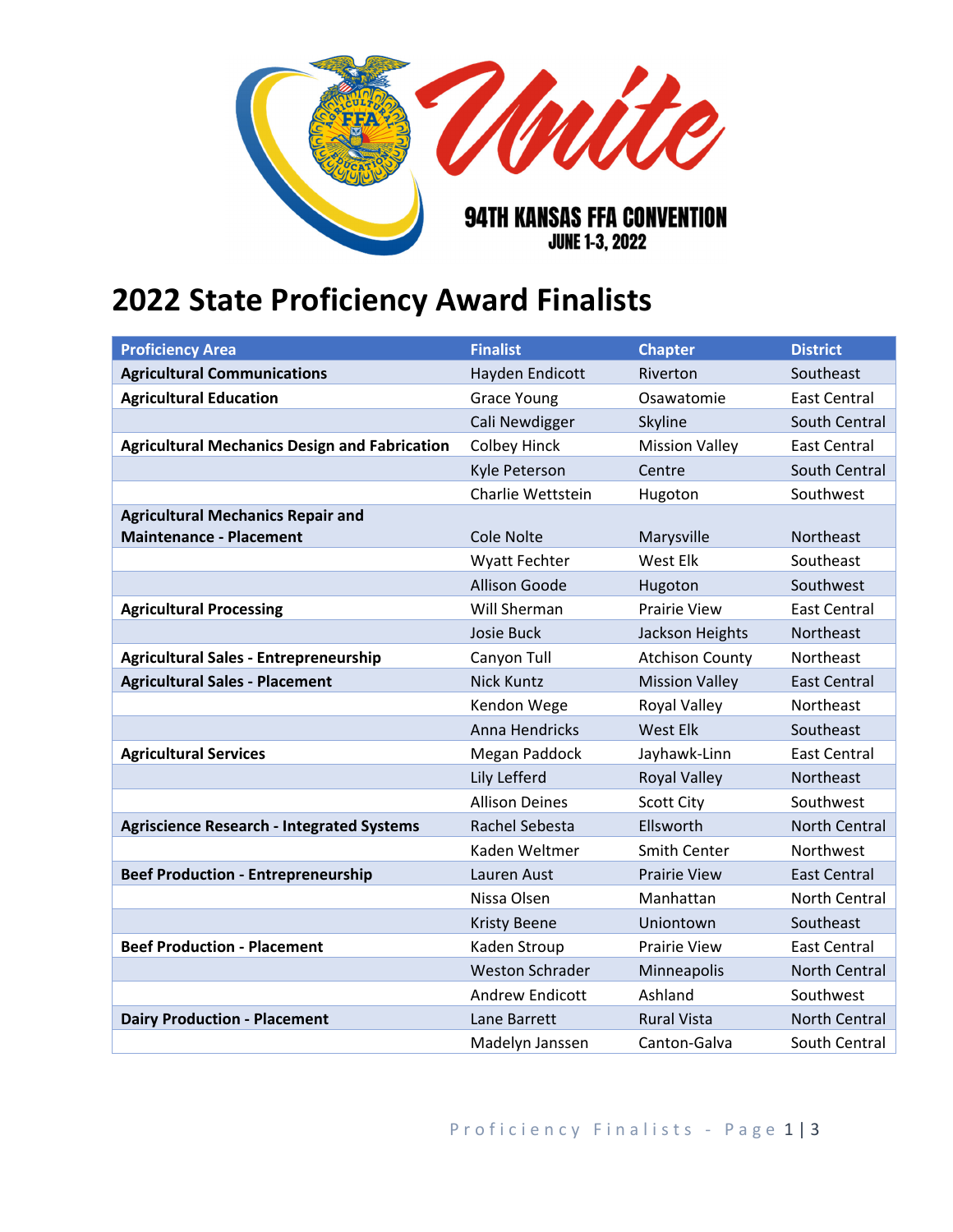Unite

94TH KANSAS FFA CONVENTION
JUNE 1-3, 2022

# 2022 State Proficiency Award Finalists

| Proficiency Area | Finalist | Chapter | District |
|---|---|---|---|
| **Agricultural Communications** | Hayden Endicott | Riverton | Southeast |
| **Agricultural Education** | Grace Young | Osawatomie | East Central |
| | Cali Newdigger | Skyline | South Central |
| **Agricultural Mechanics Design and Fabrication** | Colbey Hinck | Mission Valley | East Central |
| | Kyle Peterson | Centre | South Central |
| | Charlie Wettstein | Hugoton | Southwest |
| **Agricultural Mechanics Repair and Maintenance - Placement** | Cole Nolte | Marysville | Northeast |
| | Wyatt Fechter | West Elk | Southeast |
| | Allison Goode | Hugoton | Southwest |
| **Agricultural Processing** | Will Sherman | Prairie View | East Central |
| | Josie Buck | Jackson Heights | Northeast |
| **Agricultural Sales - Entrepreneurship** | Canyon Tull | Atchison County | Northeast |
| **Agricultural Sales - Placement** | Nick Kuntz | Mission Valley | East Central |
| | Kendon Wege | Royal Valley | Northeast |
| | Anna Hendricks | West Elk | Southeast |
| **Agricultural Services** | Megan Paddock | Jayhawk-Linn | East Central |
| | Lily Lefferd | Royal Valley | Northeast |
| | Allison Deines | Scott City | Southwest |
| **Agriscience Research - Integrated Systems** | Rachel Sebesta | Ellsworth | North Central |
| | Kaden Weltmer | Smith Center | Northwest |
| **Beef Production - Entrepreneurship** | Lauren Aust | Prairie View | East Central |
| | Nissa Olsen | Manhattan | North Central |
| | Kristy Beene | Uniontown | Southeast |
| **Beef Production - Placement** | Kaden Stroup | Prairie View | East Central |
| | Weston Schrader | Minneapolis | North Central |
| | Andrew Endicott | Ashland | Southwest |
| **Dairy Production - Placement** | Lane Barrett | Rural Vista | North Central |
| | Madelyn Janssen | Canton-Galva | South Central |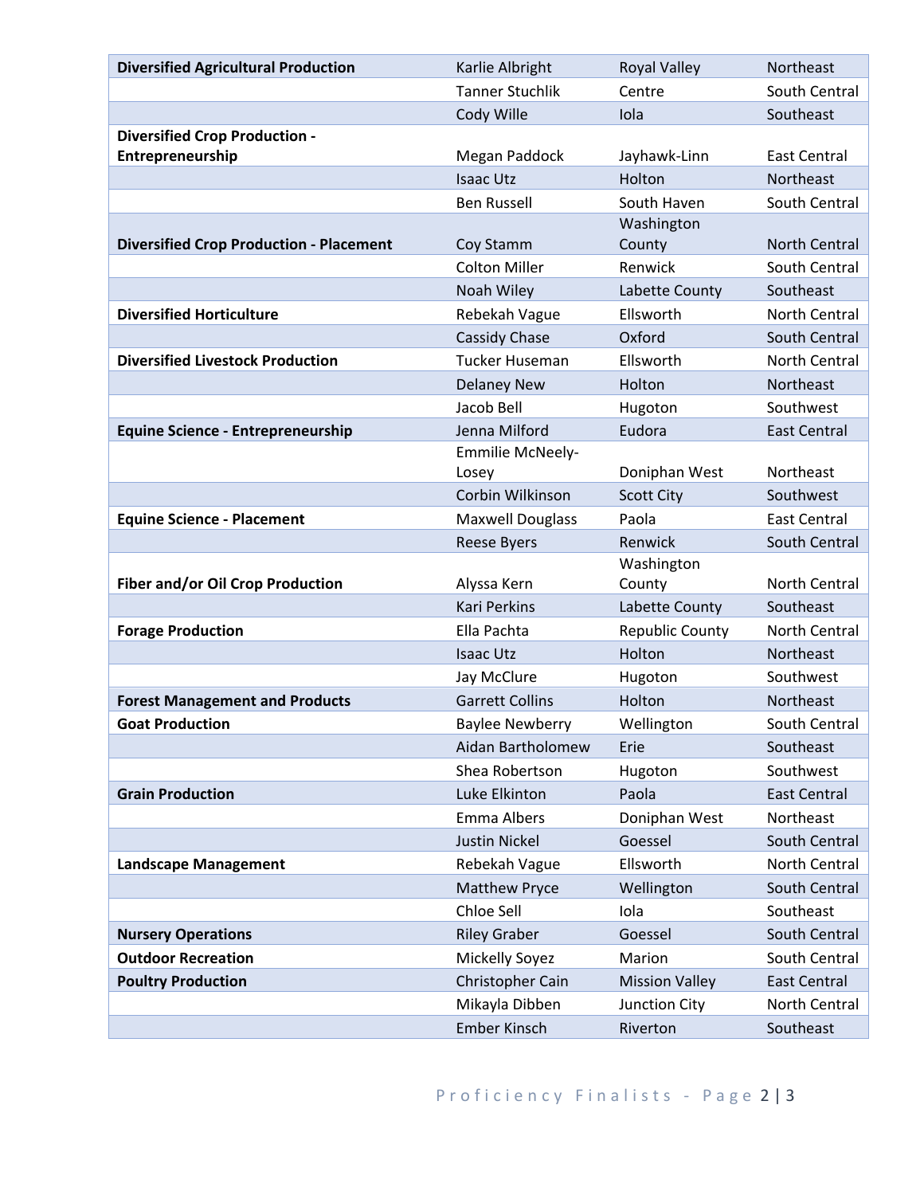| | | | |
|---|---|---|---|
| **Diversified Agricultural Production** | Karlie Albright | Royal Valley | Northeast |
| | Tanner Stuchlik | Centre | South Central |
| | Cody Wille | Iola | Southeast |
| **Diversified Crop Production - Entrepreneurship** | Megan Paddock | Jayhawk-Linn | East Central |
| | Isaac Utz | Holton | Northeast |
| | Ben Russell | South Haven | South Central |
| **Diversified Crop Production - Placement** | Coy Stamm | Washington County | North Central |
| | Colton Miller | Renwick | South Central |
| | Noah Wiley | Labette County | Southeast |
| **Diversified Horticulture** | Rebekah Vague | Ellsworth | North Central |
| | Cassidy Chase | Oxford | South Central |
| **Diversified Livestock Production** | Tucker Huseman | Ellsworth | North Central |
| | Delaney New | Holton | Northeast |
| | Jacob Bell | Hugoton | Southwest |
| **Equine Science - Entrepreneurship** | Jenna Milford | Eudora | East Central |
| | Emmilie McNeely-Losey | Doniphan West | Northeast |
| | Corbin Wilkinson | Scott City | Southwest |
| **Equine Science - Placement** | Maxwell Douglass | Paola | East Central |
| | Reese Byers | Renwick | South Central |
| **Fiber and/or Oil Crop Production** | Alyssa Kern | Washington County | North Central |
| | Kari Perkins | Labette County | Southeast |
| **Forage Production** | Ella Pachta | Republic County | North Central |
| | Isaac Utz | Holton | Northeast |
| | Jay McClure | Hugoton | Southwest |
| **Forest Management and Products** | Garrett Collins | Holton | Northeast |
| **Goat Production** | Baylee Newberry | Wellington | South Central |
| | Aidan Bartholomew | Erie | Southeast |
| | Shea Robertson | Hugoton | Southwest |
| **Grain Production** | Luke Elkinton | Paola | East Central |
| | Emma Albers | Doniphan West | Northeast |
| | Justin Nickel | Goessel | South Central |
| **Landscape Management** | Rebekah Vague | Ellsworth | North Central |
| | Matthew Pryce | Wellington | South Central |
| | Chloe Sell | Iola | Southeast |
| **Nursery Operations** | Riley Graber | Goessel | South Central |
| **Outdoor Recreation** | Mickelly Soyez | Marion | South Central |
| **Poultry Production** | Christopher Cain | Mission Valley | East Central |
| | Mikayla Dibben | Junction City | North Central |
| | Ember Kinsch | Riverton | Southeast |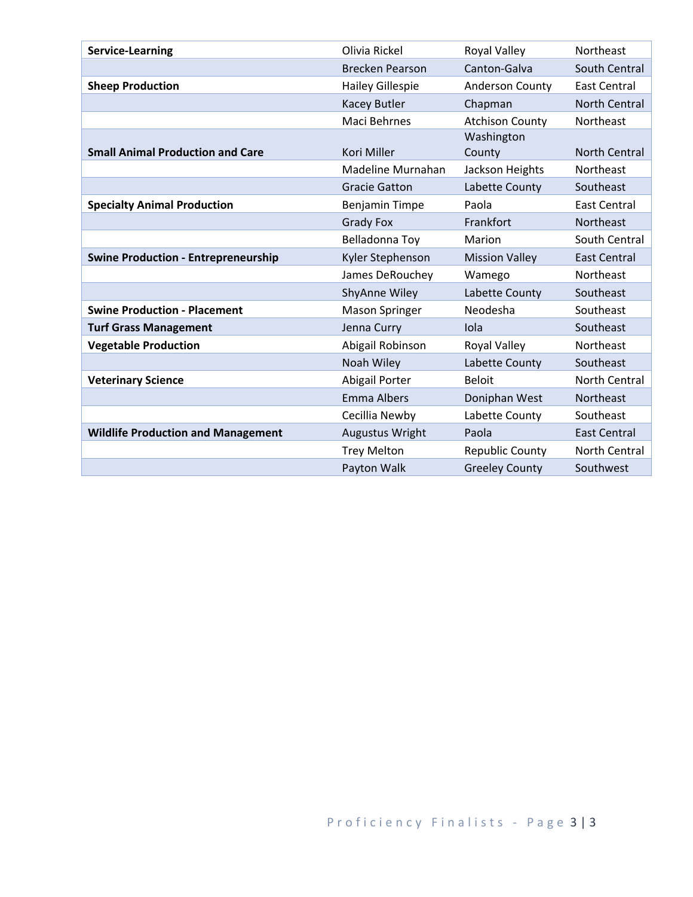| | | | |
|---|---|---|---|
| **Service-Learning** | Olivia Rickel | Royal Valley | Northeast |
| | Brecken Pearson | Canton-Galva | South Central |
| **Sheep Production** | Hailey Gillespie | Anderson County | East Central |
| | Kacey Butler | Chapman | North Central |
| | Maci Behrnes | Atchison County | Northeast |
| **Small Animal Production and Care** | Kori Miller | Washington County | North Central |
| | Madeline Murnahan | Jackson Heights | Northeast |
| | Gracie Gatton | Labette County | Southeast |
| **Specialty Animal Production** | Benjamin Timpe | Paola | East Central |
| | Grady Fox | Frankfort | Northeast |
| | Belladonna Toy | Marion | South Central |
| **Swine Production - Entrepreneurship** | Kyler Stephenson | Mission Valley | East Central |
| | James DeRouchey | Wamego | Northeast |
| | ShyAnne Wiley | Labette County | Southeast |
| **Swine Production - Placement** | Mason Springer | Neodesha | Southeast |
| **Turf Grass Management** | Jenna Curry | Iola | Southeast |
| **Vegetable Production** | Abigail Robinson | Royal Valley | Northeast |
| | Noah Wiley | Labette County | Southeast |
| **Veterinary Science** | Abigail Porter | Beloit | North Central |
| | Emma Albers | Doniphan West | Northeast |
| | Cecillia Newby | Labette County | Southeast |
| **Wildlife Production and Management** | Augustus Wright | Paola | East Central |
| | Trey Melton | Republic County | North Central |
| | Payton Walk | Greeley County | Southwest |